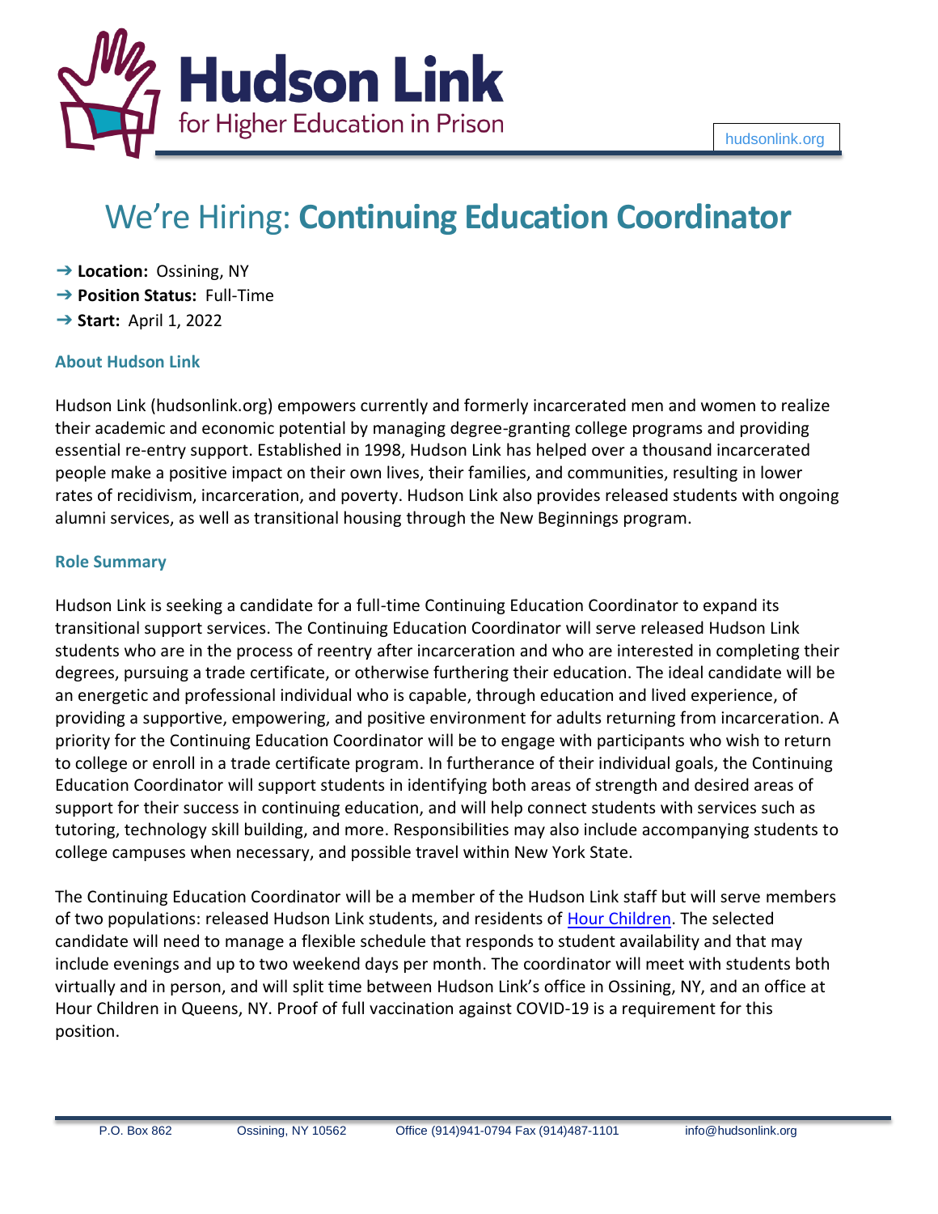# Hudson Link

for Higher Education in Prison

hudsonlink.org

# We're Hiring: **Continuing Education Coordinator**

- ➔ **Location:** Ossining, NY
- ➔ **Position Status:** Full-Time
- ➔ **Start:** April 1, 2022

## About Hudson Link

Hudson Link (hudsonlink.org) empowers currently and formerly incarcerated men and women to realize their academic and economic potential by managing degree-granting college programs and providing essential re-entry support. Established in 1998, Hudson Link has helped over a thousand incarcerated people make a positive impact on their own lives, their families, and communities, resulting in lower rates of recidivism, incarceration, and poverty. Hudson Link also provides released students with ongoing alumni services, as well as transitional housing through the New Beginnings program.

## Role Summary

Hudson Link is seeking a candidate for a full-time Continuing Education Coordinator to expand its transitional support services. The Continuing Education Coordinator will serve released Hudson Link students who are in the process of reentry after incarceration and who are interested in completing their degrees, pursuing a trade certificate, or otherwise furthering their education. The ideal candidate will be an energetic and professional individual who is capable, through education and lived experience, of providing a supportive, empowering, and positive environment for adults returning from incarceration. A priority for the Continuing Education Coordinator will be to engage with participants who wish to return to college or enroll in a trade certificate program. In furtherance of their individual goals, the Continuing Education Coordinator will support students in identifying both areas of strength and desired areas of support for their success in continuing education, and will help connect students with services such as tutoring, technology skill building, and more. Responsibilities may also include accompanying students to college campuses when necessary, and possible travel within New York State.

The Continuing Education Coordinator will be a member of the Hudson Link staff but will serve members of two populations: released Hudson Link students, and residents of Hour Children. The selected candidate will need to manage a flexible schedule that responds to student availability and that may include evenings and up to two weekend days per month. The coordinator will meet with students both virtually and in person, and will split time between Hudson Link's office in Ossining, NY, and an office at Hour Children in Queens, NY. Proof of full vaccination against COVID-19 is a requirement for this position.

P.O. Box 862 Ossining, NY 10562 Office (914)941-0794 Fax (914)487-1101 info@hudsonlink.org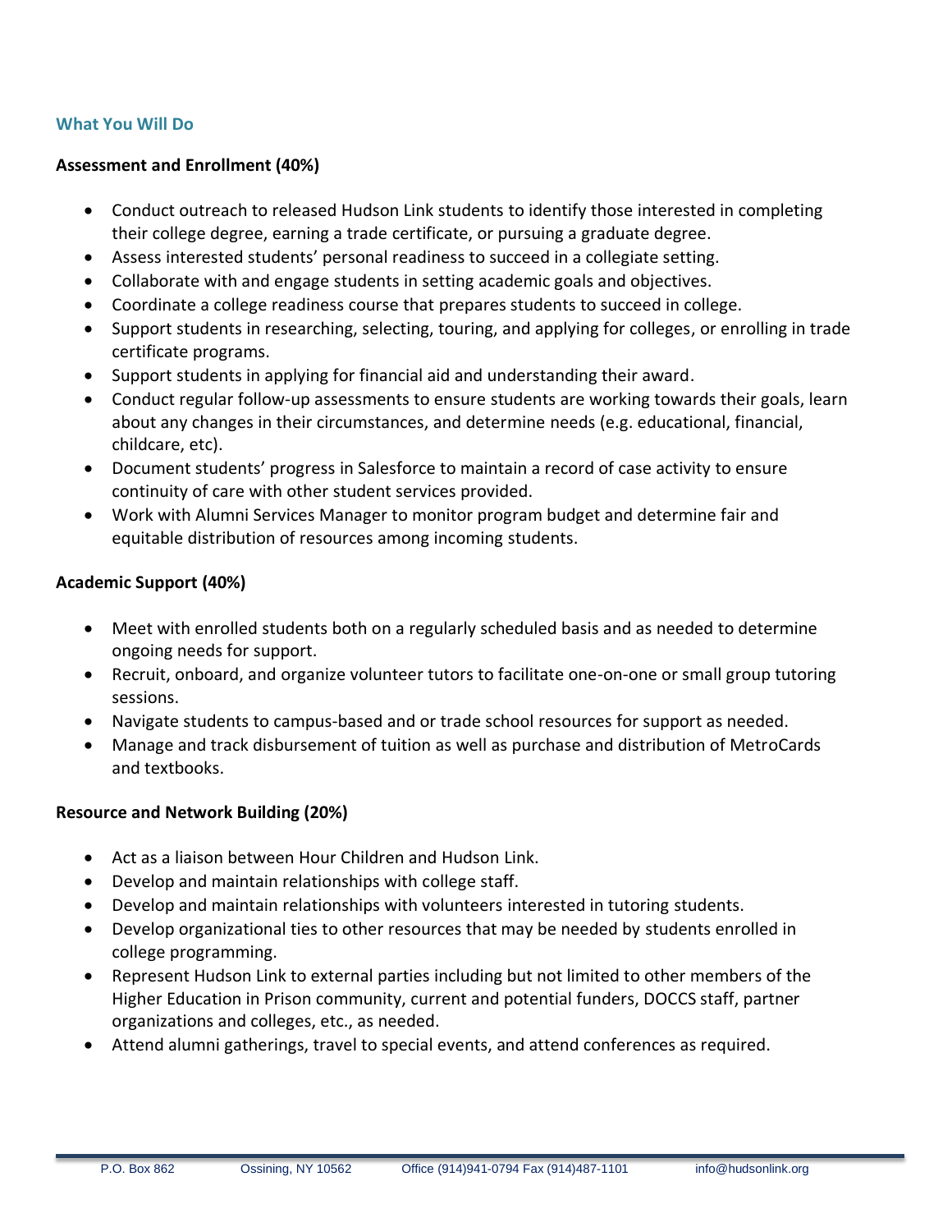## What You Will Do

### Assessment and Enrollment (40%)

- Conduct outreach to released Hudson Link students to identify those interested in completing their college degree, earning a trade certificate, or pursuing a graduate degree.
- Assess interested students' personal readiness to succeed in a collegiate setting.
- Collaborate with and engage students in setting academic goals and objectives.
- Coordinate a college readiness course that prepares students to succeed in college.
- Support students in researching, selecting, touring, and applying for colleges, or enrolling in trade certificate programs.
- Support students in applying for financial aid and understanding their award.
- Conduct regular follow-up assessments to ensure students are working towards their goals, learn about any changes in their circumstances, and determine needs (e.g. educational, financial, childcare, etc).
- Document students' progress in Salesforce to maintain a record of case activity to ensure continuity of care with other student services provided.
- Work with Alumni Services Manager to monitor program budget and determine fair and equitable distribution of resources among incoming students.

### Academic Support (40%)

- Meet with enrolled students both on a regularly scheduled basis and as needed to determine ongoing needs for support.
- Recruit, onboard, and organize volunteer tutors to facilitate one-on-one or small group tutoring sessions.
- Navigate students to campus-based and or trade school resources for support as needed.
- Manage and track disbursement of tuition as well as purchase and distribution of MetroCards and textbooks.

### Resource and Network Building (20%)

- Act as a liaison between Hour Children and Hudson Link.
- Develop and maintain relationships with college staff.
- Develop and maintain relationships with volunteers interested in tutoring students.
- Develop organizational ties to other resources that may be needed by students enrolled in college programming.
- Represent Hudson Link to external parties including but not limited to other members of the Higher Education in Prison community, current and potential funders, DOCCS staff, partner organizations and colleges, etc., as needed.
- Attend alumni gatherings, travel to special events, and attend conferences as required.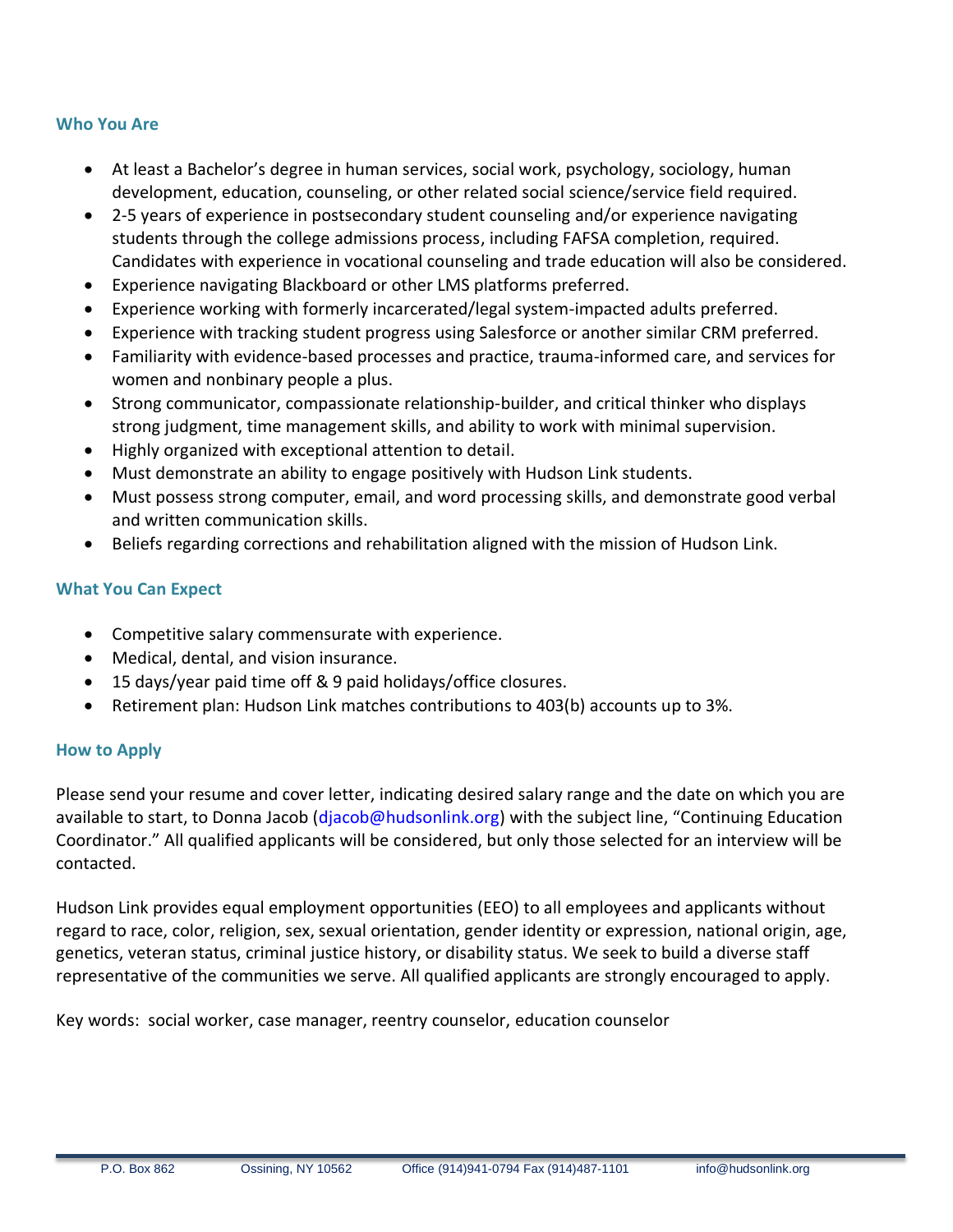## Who You Are

- At least a Bachelor's degree in human services, social work, psychology, sociology, human development, education, counseling, or other related social science/service field required.
- 2-5 years of experience in postsecondary student counseling and/or experience navigating students through the college admissions process, including FAFSA completion, required. Candidates with experience in vocational counseling and trade education will also be considered.
- Experience navigating Blackboard or other LMS platforms preferred.
- Experience working with formerly incarcerated/legal system-impacted adults preferred.
- Experience with tracking student progress using Salesforce or another similar CRM preferred.
- Familiarity with evidence-based processes and practice, trauma-informed care, and services for women and nonbinary people a plus.
- Strong communicator, compassionate relationship-builder, and critical thinker who displays strong judgment, time management skills, and ability to work with minimal supervision.
- Highly organized with exceptional attention to detail.
- Must demonstrate an ability to engage positively with Hudson Link students.
- Must possess strong computer, email, and word processing skills, and demonstrate good verbal and written communication skills.
- Beliefs regarding corrections and rehabilitation aligned with the mission of Hudson Link.

## What You Can Expect

- Competitive salary commensurate with experience.
- Medical, dental, and vision insurance.
- 15 days/year paid time off & 9 paid holidays/office closures.
- Retirement plan: Hudson Link matches contributions to 403(b) accounts up to 3%.

## How to Apply

Please send your resume and cover letter, indicating desired salary range and the date on which you are available to start, to Donna Jacob (djacob@hudsonlink.org) with the subject line, "Continuing Education Coordinator." All qualified applicants will be considered, but only those selected for an interview will be contacted.

Hudson Link provides equal employment opportunities (EEO) to all employees and applicants without regard to race, color, religion, sex, sexual orientation, gender identity or expression, national origin, age, genetics, veteran status, criminal justice history, or disability status. We seek to build a diverse staff representative of the communities we serve. All qualified applicants are strongly encouraged to apply.

Key words: social worker, case manager, reentry counselor, education counselor

P.O. Box 862 Ossining, NY 10562 Office (914)941-0794 Fax (914)487-1101 info@hudsonlink.org